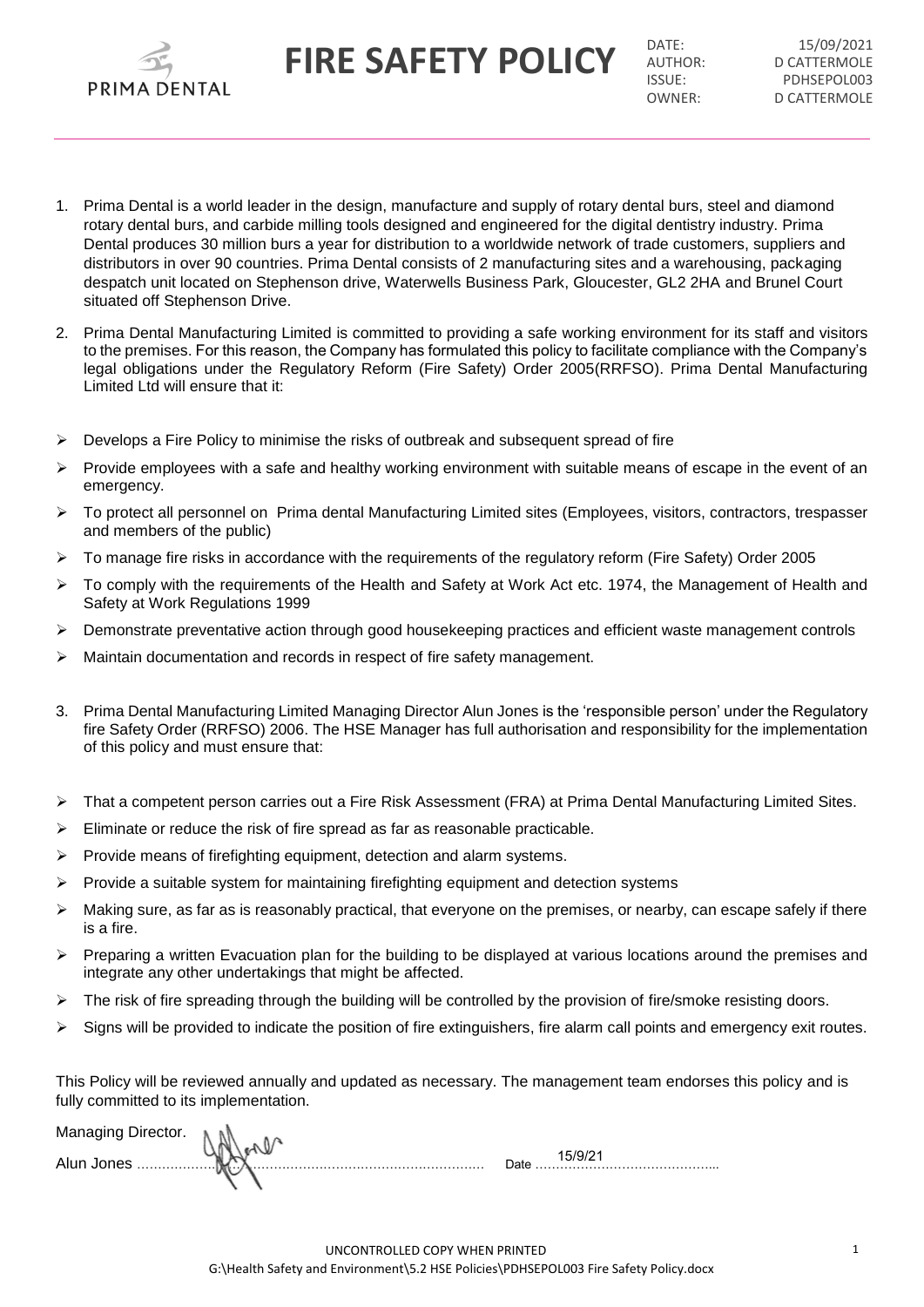# FIRE SAFETY POLICY

| | |
|---|---|
| DATE: | 15/09/2021 |
| AUTHOR: | D CATTERMOLE |
| ISSUE: | PDHSEPOL003 |
| OWNER: | D CATTERMOLE |

1. Prima Dental is a world leader in the design, manufacture and supply of rotary dental burs, steel and diamond rotary dental burs, and carbide milling tools designed and engineered for the digital dentistry industry. Prima Dental produces 30 million burs a year for distribution to a worldwide network of trade customers, suppliers and distributors in over 90 countries. Prima Dental consists of 2 manufacturing sites and a warehousing, packaging despatch unit located on Stephenson drive, Waterwells Business Park, Gloucester, GL2 2HA and Brunel Court situated off Stephenson Drive.

2. Prima Dental Manufacturing Limited is committed to providing a safe working environment for its staff and visitors to the premises. For this reason, the Company has formulated this policy to facilitate compliance with the Company's legal obligations under the Regulatory Reform (Fire Safety) Order 2005(RRFSO). Prima Dental Manufacturing Limited Ltd will ensure that it:

- Develops a Fire Policy to minimise the risks of outbreak and subsequent spread of fire
- Provide employees with a safe and healthy working environment with suitable means of escape in the event of an emergency.
- To protect all personnel on Prima dental Manufacturing Limited sites (Employees, visitors, contractors, trespasser and members of the public)
- To manage fire risks in accordance with the requirements of the regulatory reform (Fire Safety) Order 2005
- To comply with the requirements of the Health and Safety at Work Act etc. 1974, the Management of Health and Safety at Work Regulations 1999
- Demonstrate preventative action through good housekeeping practices and efficient waste management controls
- Maintain documentation and records in respect of fire safety management.

3. Prima Dental Manufacturing Limited Managing Director Alun Jones is the 'responsible person' under the Regulatory fire Safety Order (RRFSO) 2006. The HSE Manager has full authorisation and responsibility for the implementation of this policy and must ensure that:

- That a competent person carries out a Fire Risk Assessment (FRA) at Prima Dental Manufacturing Limited Sites.
- Eliminate or reduce the risk of fire spread as far as reasonable practicable.
- Provide means of firefighting equipment, detection and alarm systems.
- Provide a suitable system for maintaining firefighting equipment and detection systems
- Making sure, as far as is reasonably practical, that everyone on the premises, or nearby, can escape safely if there is a fire.
- Preparing a written Evacuation plan for the building to be displayed at various locations around the premises and integrate any other undertakings that might be affected.
- The risk of fire spreading through the building will be controlled by the provision of fire/smoke resisting doors.
- Signs will be provided to indicate the position of fire extinguishers, fire alarm call points and emergency exit routes.

This Policy will be reviewed annually and updated as necessary. The management team endorses this policy and is fully committed to its implementation.

Managing Director.

Alun Jones ………………………………………………………………… Date 15/9/21

UNCONTROLLED COPY WHEN PRINTED

G:\Health Safety and Environment\5.2 HSE Policies\PDHSEPOL003 Fire Safety Policy.docx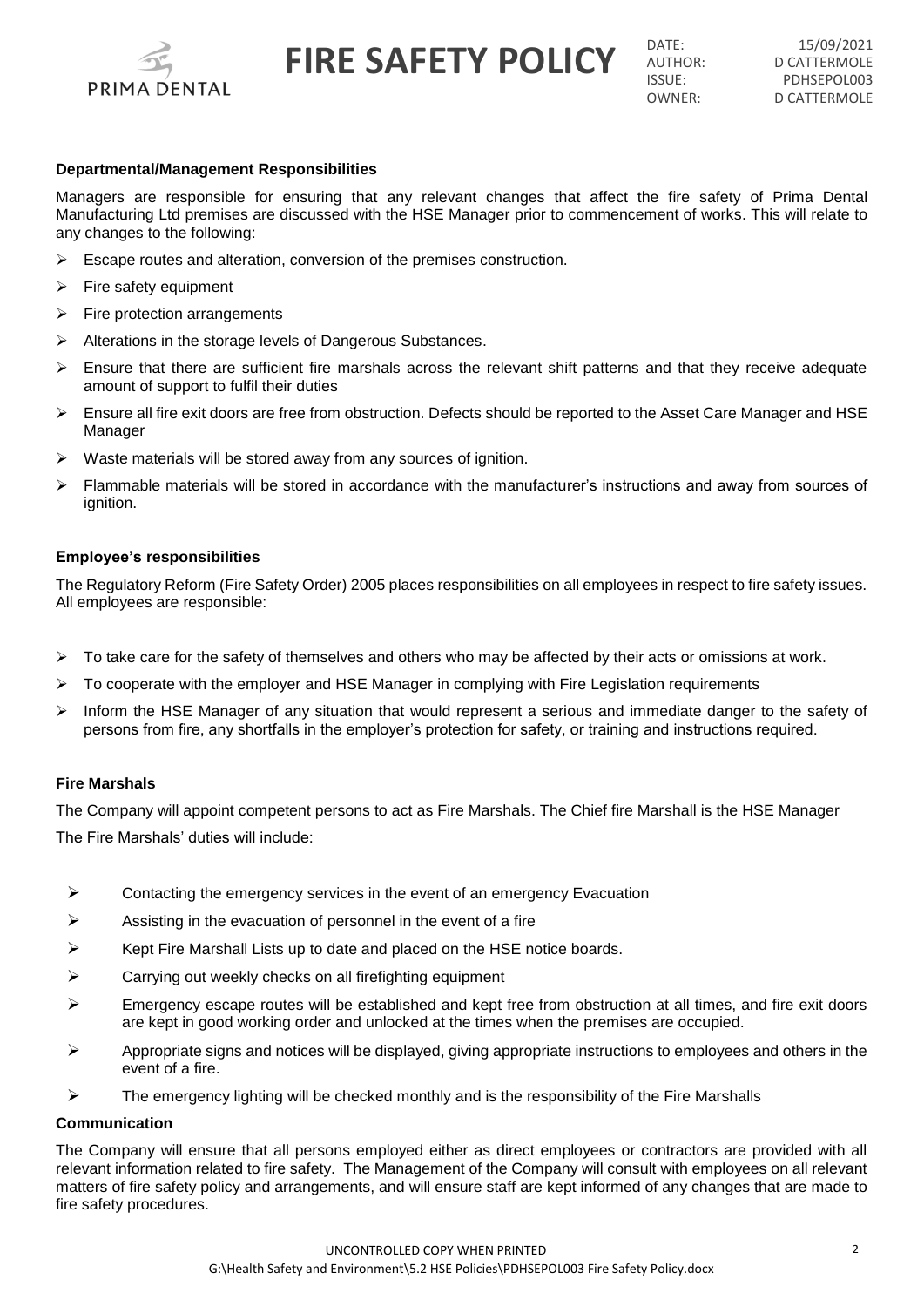**Departmental/Management Responsibilities**

Managers are responsible for ensuring that any relevant changes that affect the fire safety of Prima Dental Manufacturing Ltd premises are discussed with the HSE Manager prior to commencement of works. This will relate to any changes to the following:

- Escape routes and alteration, conversion of the premises construction.
- Fire safety equipment
- Fire protection arrangements
- Alterations in the storage levels of Dangerous Substances.
- Ensure that there are sufficient fire marshals across the relevant shift patterns and that they receive adequate amount of support to fulfil their duties
- Ensure all fire exit doors are free from obstruction. Defects should be reported to the Asset Care Manager and HSE Manager
- Waste materials will be stored away from any sources of ignition.
- Flammable materials will be stored in accordance with the manufacturer's instructions and away from sources of ignition.

**Employee's responsibilities**

The Regulatory Reform (Fire Safety Order) 2005 places responsibilities on all employees in respect to fire safety issues. All employees are responsible:

- To take care for the safety of themselves and others who may be affected by their acts or omissions at work.
- To cooperate with the employer and HSE Manager in complying with Fire Legislation requirements
- Inform the HSE Manager of any situation that would represent a serious and immediate danger to the safety of persons from fire, any shortfalls in the employer's protection for safety, or training and instructions required.

**Fire Marshals**

The Company will appoint competent persons to act as Fire Marshals. The Chief fire Marshall is the HSE Manager

The Fire Marshals' duties will include:

- Contacting the emergency services in the event of an emergency Evacuation
- Assisting in the evacuation of personnel in the event of a fire
- Kept Fire Marshall Lists up to date and placed on the HSE notice boards.
- Carrying out weekly checks on all firefighting equipment
- Emergency escape routes will be established and kept free from obstruction at all times, and fire exit doors are kept in good working order and unlocked at the times when the premises are occupied.
- Appropriate signs and notices will be displayed, giving appropriate instructions to employees and others in the event of a fire.
- The emergency lighting will be checked monthly and is the responsibility of the Fire Marshalls

**Communication**

The Company will ensure that all persons employed either as direct employees or contractors are provided with all relevant information related to fire safety. The Management of the Company will consult with employees on all relevant matters of fire safety policy and arrangements, and will ensure staff are kept informed of any changes that are made to fire safety procedures.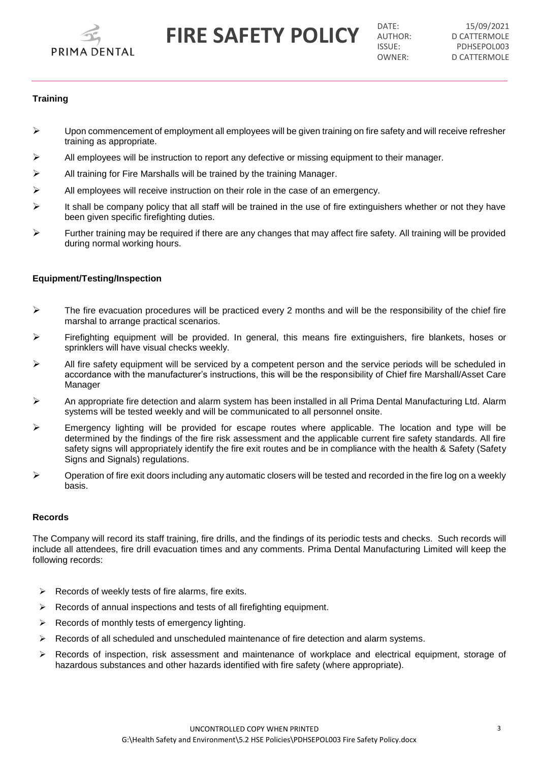**Training**

- Upon commencement of employment all employees will be given training on fire safety and will receive refresher training as appropriate.
- All employees will be instruction to report any defective or missing equipment to their manager.
- All training for Fire Marshalls will be trained by the training Manager.
- All employees will receive instruction on their role in the case of an emergency.
- It shall be company policy that all staff will be trained in the use of fire extinguishers whether or not they have been given specific firefighting duties.
- Further training may be required if there are any changes that may affect fire safety. All training will be provided during normal working hours.

**Equipment/Testing/Inspection**

- The fire evacuation procedures will be practiced every 2 months and will be the responsibility of the chief fire marshal to arrange practical scenarios.
- Firefighting equipment will be provided. In general, this means fire extinguishers, fire blankets, hoses or sprinklers will have visual checks weekly.
- All fire safety equipment will be serviced by a competent person and the service periods will be scheduled in accordance with the manufacturer's instructions, this will be the responsibility of Chief fire Marshall/Asset Care Manager
- An appropriate fire detection and alarm system has been installed in all Prima Dental Manufacturing Ltd. Alarm systems will be tested weekly and will be communicated to all personnel onsite.
- Emergency lighting will be provided for escape routes where applicable. The location and type will be determined by the findings of the fire risk assessment and the applicable current fire safety standards. All fire safety signs will appropriately identify the fire exit routes and be in compliance with the health & Safety (Safety Signs and Signals) regulations.
- Operation of fire exit doors including any automatic closers will be tested and recorded in the fire log on a weekly basis.

**Records**

The Company will record its staff training, fire drills, and the findings of its periodic tests and checks. Such records will include all attendees, fire drill evacuation times and any comments. Prima Dental Manufacturing Limited will keep the following records:

- Records of weekly tests of fire alarms, fire exits.
- Records of annual inspections and tests of all firefighting equipment.
- Records of monthly tests of emergency lighting.
- Records of all scheduled and unscheduled maintenance of fire detection and alarm systems.
- Records of inspection, risk assessment and maintenance of workplace and electrical equipment, storage of hazardous substances and other hazards identified with fire safety (where appropriate).